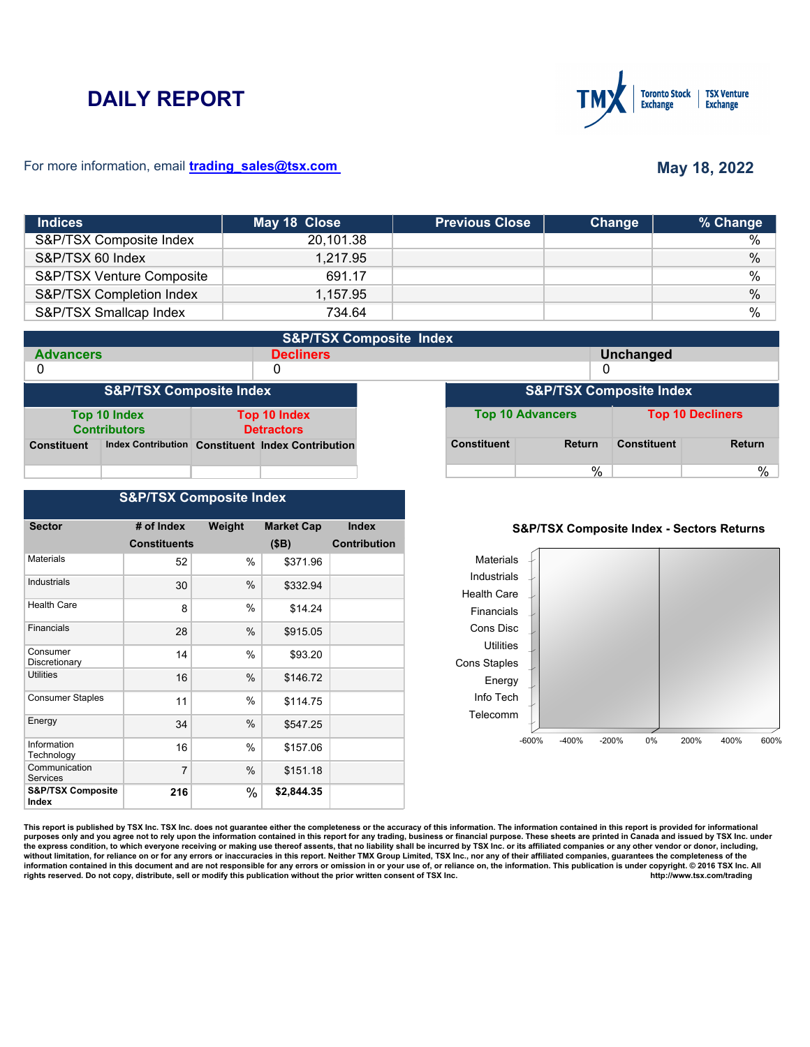# DAILY REPORT

For more information, email trading_sales@tsx.com

May 18, 2022

| Indices | May 18 Close | Previous Close | Change | % Change |
|---|---|---|---|---|
| S&P/TSX Composite Index | 20,101.38 | | | % |
| S&P/TSX 60 Index | 1,217.95 | | | % |
| S&P/TSX Venture Composite | 691.17 | | | % |
| S&P/TSX Completion Index | 1,157.95 | | | % |
| S&P/TSX Smallcap Index | 734.64 | | | % |

## S&P/TSX Composite Index

| Advancers | Decliners | Unchanged |
|---|---|---|
| 0 | 0 | 0 |

## S&P/TSX Composite Index

| Top 10 Index Contributors | | Top 10 Index Detractors | |
|---|---|---|---|
| Constituent | Index Contribution | Constituent | Index Contribution |
| | | | |

## S&P/TSX Composite Index

| Top 10 Advancers | | Top 10 Decliners | |
|---|---|---|---|
| Constituent | Return | Constituent | Return |
| | % | | % |

## S&P/TSX Composite Index

| Sector | # of Index Constituents | Weight | Market Cap ($B) | Index Contribution |
|---|---|---|---|---|
| Materials | 52 | % | $371.96 | |
| Industrials | 30 | % | $332.94 | |
| Health Care | 8 | % | $14.24 | |
| Financials | 28 | % | $915.05 | |
| Consumer Discretionary | 14 | % | $93.20 | |
| Utilities | 16 | % | $146.72 | |
| Consumer Staples | 11 | % | $114.75 | |
| Energy | 34 | % | $547.25 | |
| Information Technology | 16 | % | $157.06 | |
| Communication Services | 7 | % | $151.18 | |
| **S&P/TSX Composite Index** | **216** | % | **$2,844.35** | |

### S&P/TSX Composite Index - Sectors Returns

Materials, Industrials, Health Care, Financials, Cons Disc, Utilities, Cons Staples, Energy, Info Tech, Telecomm

-600% -400% -200% 0% 200% 400% 600%

This report is published by TSX Inc. TSX Inc. does not guarantee either the completeness or the accuracy of this information. The information contained in this report is provided for informational purposes only and you agree not to rely upon the information contained in this report for any trading, business or financial purpose. These sheets are printed in Canada and issued by TSX Inc. under the express condition, to which everyone receiving or making use thereof assents, that no liability shall be incurred by TSX Inc. or its affiliated companies or any other vendor or donor, including, without limitation, for reliance on or for any errors or inaccuracies in this report. Neither TMX Group Limited, TSX Inc., nor any of their affiliated companies, guarantees the completeness of the information contained in this document and are not responsible for any errors or omission in or your use of, or reliance on, the information. This publication is under copyright. © 2016 TSX Inc. All rights reserved. Do not copy, distribute, sell or modify this publication without the prior written consent of TSX Inc. http://www.tsx.com/trading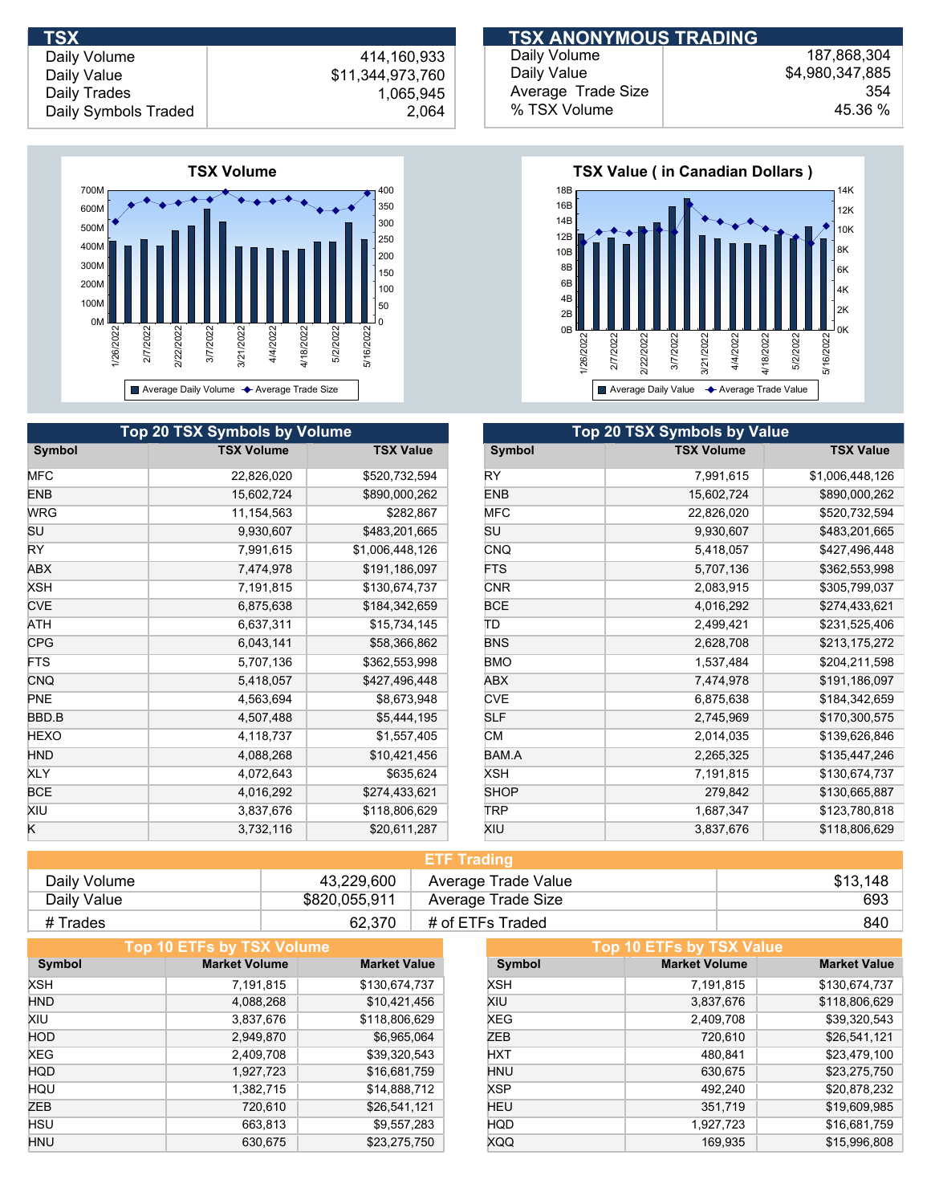## TSX

| | |
|---|---|
| Daily Volume | 414,160,933 |
| Daily Value | $11,344,973,760 |
| Daily Trades | 1,065,945 |
| Daily Symbols Traded | 2,064 |

## TSX ANONYMOUS TRADING

| | |
|---|---|
| Daily Volume | 187,868,304 |
| Daily Value | $4,980,347,885 |
| Average Trade Size | 354 |
| % TSX Volume | 45.36 % |

**TSX Volume**

**TSX Value ( in Canadian Dollars )**

## Top 20 TSX Symbols by Volume

| Symbol | TSX Volume | TSX Value |
|---|---|---|
| MFC | 22,826,020 | $520,732,594 |
| ENB | 15,602,724 | $890,000,262 |
| WRG | 11,154,563 | $282,867 |
| SU | 9,930,607 | $483,201,665 |
| RY | 7,991,615 | $1,006,448,126 |
| ABX | 7,474,978 | $191,186,097 |
| XSH | 7,191,815 | $130,674,737 |
| CVE | 6,875,638 | $184,342,659 |
| ATH | 6,637,311 | $15,734,145 |
| CPG | 6,043,141 | $58,366,862 |
| FTS | 5,707,136 | $362,553,998 |
| CNQ | 5,418,057 | $427,496,448 |
| PNE | 4,563,694 | $8,673,948 |
| BBD.B | 4,507,488 | $5,444,195 |
| HEXO | 4,118,737 | $1,557,405 |
| HND | 4,088,268 | $10,421,456 |
| XLY | 4,072,643 | $635,624 |
| BCE | 4,016,292 | $274,433,621 |
| XIU | 3,837,676 | $118,806,629 |
| K | 3,732,116 | $20,611,287 |

## Top 20 TSX Symbols by Value

| Symbol | TSX Volume | TSX Value |
|---|---|---|
| RY | 7,991,615 | $1,006,448,126 |
| ENB | 15,602,724 | $890,000,262 |
| MFC | 22,826,020 | $520,732,594 |
| SU | 9,930,607 | $483,201,665 |
| CNQ | 5,418,057 | $427,496,448 |
| FTS | 5,707,136 | $362,553,998 |
| CNR | 2,083,915 | $305,799,037 |
| BCE | 4,016,292 | $274,433,621 |
| TD | 2,499,421 | $231,525,406 |
| BNS | 2,628,708 | $213,175,272 |
| BMO | 1,537,484 | $204,211,598 |
| ABX | 7,474,978 | $191,186,097 |
| CVE | 6,875,638 | $184,342,659 |
| SLF | 2,745,969 | $170,300,575 |
| CM | 2,014,035 | $139,626,846 |
| BAM.A | 2,265,325 | $135,447,246 |
| XSH | 7,191,815 | $130,674,737 |
| SHOP | 279,842 | $130,665,887 |
| TRP | 1,687,347 | $123,780,818 |
| XIU | 3,837,676 | $118,806,629 |

## ETF Trading

| | | | |
|---|---|---|---|
| Daily Volume | 43,229,600 | Average Trade Value | $13,148 |
| Daily Value | $820,055,911 | Average Trade Size | 693 |
| # Trades | 62,370 | # of ETFs Traded | 840 |

## Top 10 ETFs by TSX Volume

| Symbol | Market Volume | Market Value |
|---|---|---|
| XSH | 7,191,815 | $130,674,737 |
| HND | 4,088,268 | $10,421,456 |
| XIU | 3,837,676 | $118,806,629 |
| HOD | 2,949,870 | $6,965,064 |
| XEG | 2,409,708 | $39,320,543 |
| HQD | 1,927,723 | $16,681,759 |
| HQU | 1,382,715 | $14,888,712 |
| ZEB | 720,610 | $26,541,121 |
| HSU | 663,813 | $9,557,283 |
| HNU | 630,675 | $23,275,750 |

## Top 10 ETFs by TSX Value

| Symbol | Market Volume | Market Value |
|---|---|---|
| XSH | 7,191,815 | $130,674,737 |
| XIU | 3,837,676 | $118,806,629 |
| XEG | 2,409,708 | $39,320,543 |
| ZEB | 720,610 | $26,541,121 |
| HXT | 480,841 | $23,479,100 |
| HNU | 630,675 | $23,275,750 |
| XSP | 492,240 | $20,878,232 |
| HEU | 351,719 | $19,609,985 |
| HQD | 1,927,723 | $16,681,759 |
| XQQ | 169,935 | $15,996,808 |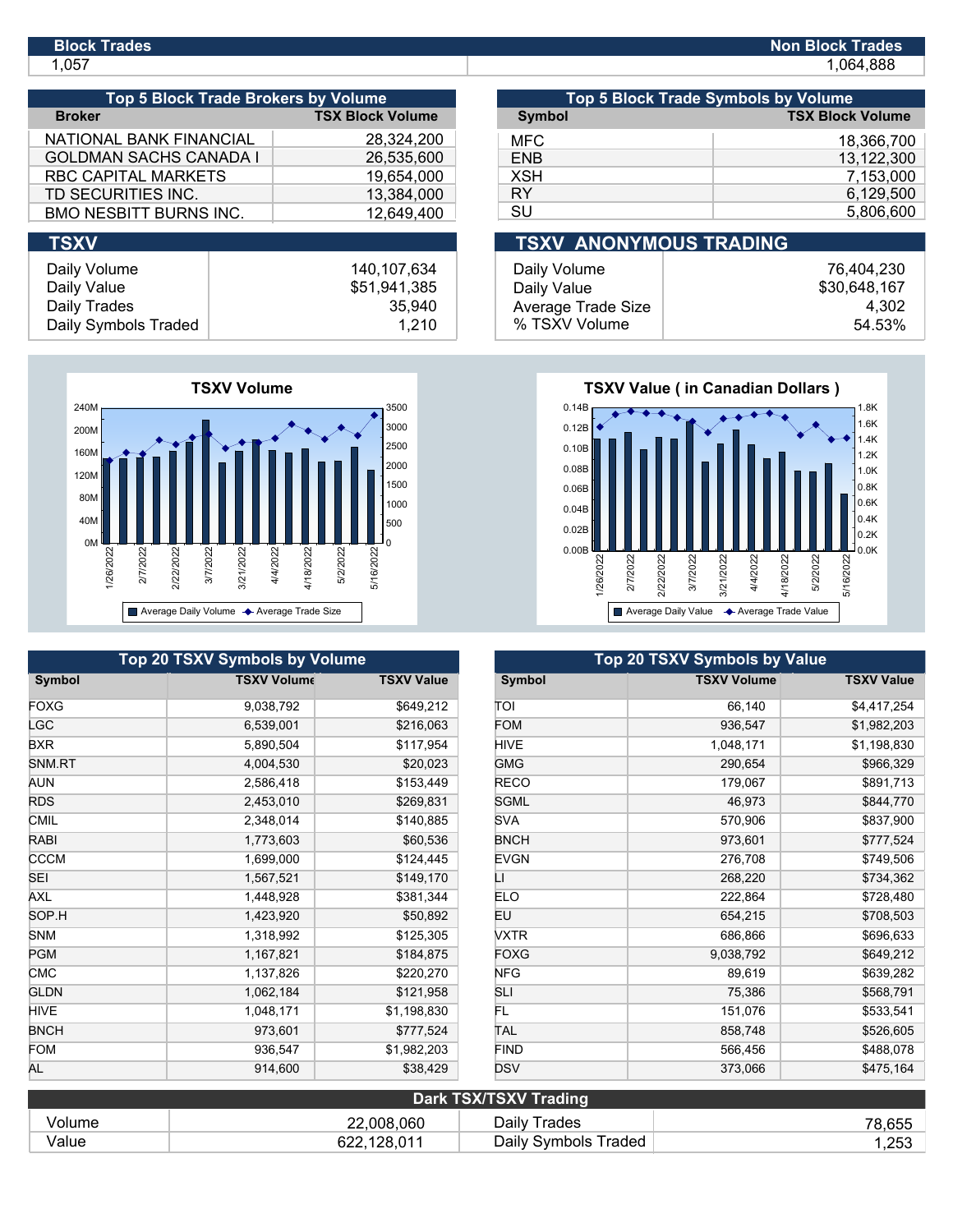| Block Trades | Non Block Trades |
|---|---|
| 1,057 | 1,064,888 |

## Top 5 Block Trade Brokers by Volume

| Broker | TSX Block Volume |
|---|---|
| NATIONAL BANK FINANCIAL | 28,324,200 |
| GOLDMAN SACHS CANADA I | 26,535,600 |
| RBC CAPITAL MARKETS | 19,654,000 |
| TD SECURITIES INC. | 13,384,000 |
| BMO NESBITT BURNS INC. | 12,649,400 |

## Top 5 Block Trade Symbols by Volume

| Symbol | TSX Block Volume |
|---|---|
| MFC | 18,366,700 |
| ENB | 13,122,300 |
| XSH | 7,153,000 |
| RY | 6,129,500 |
| SU | 5,806,600 |

## TSXV

| | |
|---|---|
| Daily Volume | 140,107,634 |
| Daily Value | $51,941,385 |
| Daily Trades | 35,940 |
| Daily Symbols Traded | 1,210 |

## TSXV ANONYMOUS TRADING

| | |
|---|---|
| Daily Volume | 76,404,230 |
| Daily Value | $30,648,167 |
| Average Trade Size | 4,302 |
| % TSXV Volume | 54.53% |

TSXV Volume

240M 200M 160M 120M 80M 40M 0M

3500 3000 2500 2000 1500 1000 500 0

1/26/2022 2/7/2022 2/22/2022 3/7/2022 3/21/2022 4/4/2022 4/18/2022 5/2/2022 5/16/2022

Average Daily Volume — Average Trade Size

TSXV Value ( in Canadian Dollars )

0.14B 0.12B 0.10B 0.08B 0.06B 0.04B 0.02B 0.00B

1.8K 1.6K 1.4K 1.2K 1.0K 0.8K 0.6K 0.4K 0.2K 0.0K

1/26/2022 2/7/2022 2/22/2022 3/7/2022 3/21/2022 4/4/2022 4/18/2022 5/2/2022 5/16/2022

Average Daily Value — Average Trade Value

## Top 20 TSXV Symbols by Volume

| Symbol | TSXV Volume | TSXV Value |
|---|---|---|
| FOXG | 9,038,792 | $649,212 |
| LGC | 6,539,001 | $216,063 |
| BXR | 5,890,504 | $117,954 |
| SNM.RT | 4,004,530 | $20,023 |
| AUN | 2,586,418 | $153,449 |
| RDS | 2,453,010 | $269,831 |
| CMIL | 2,348,014 | $140,885 |
| RABI | 1,773,603 | $60,536 |
| CCCM | 1,699,000 | $124,445 |
| SEI | 1,567,521 | $149,170 |
| AXL | 1,448,928 | $381,344 |
| SOP.H | 1,423,920 | $50,892 |
| SNM | 1,318,992 | $125,305 |
| PGM | 1,167,821 | $184,875 |
| CMC | 1,137,826 | $220,270 |
| GLDN | 1,062,184 | $121,958 |
| HIVE | 1,048,171 | $1,198,830 |
| BNCH | 973,601 | $777,524 |
| FOM | 936,547 | $1,982,203 |
| AL | 914,600 | $38,429 |

## Top 20 TSXV Symbols by Value

| Symbol | TSXV Volume | TSXV Value |
|---|---|---|
| TOI | 66,140 | $4,417,254 |
| FOM | 936,547 | $1,982,203 |
| HIVE | 1,048,171 | $1,198,830 |
| GMG | 290,654 | $966,329 |
| RECO | 179,067 | $891,713 |
| SGML | 46,973 | $844,770 |
| SVA | 570,906 | $837,900 |
| BNCH | 973,601 | $777,524 |
| EVGN | 276,708 | $749,506 |
| LI | 268,220 | $734,362 |
| ELO | 222,864 | $728,480 |
| EU | 654,215 | $708,503 |
| VXTR | 686,866 | $696,633 |
| FOXG | 9,038,792 | $649,212 |
| NFG | 89,619 | $639,282 |
| SLI | 75,386 | $568,791 |
| FL | 151,076 | $533,541 |
| TAL | 858,748 | $526,605 |
| FIND | 566,456 | $488,078 |
| DSV | 373,066 | $475,164 |

## Dark TSX/TSXV Trading

| | | | |
|---|---|---|---|
| Volume | 22,008,060 | Daily Trades | 78,655 |
| Value | 622,128,011 | Daily Symbols Traded | 1,253 |